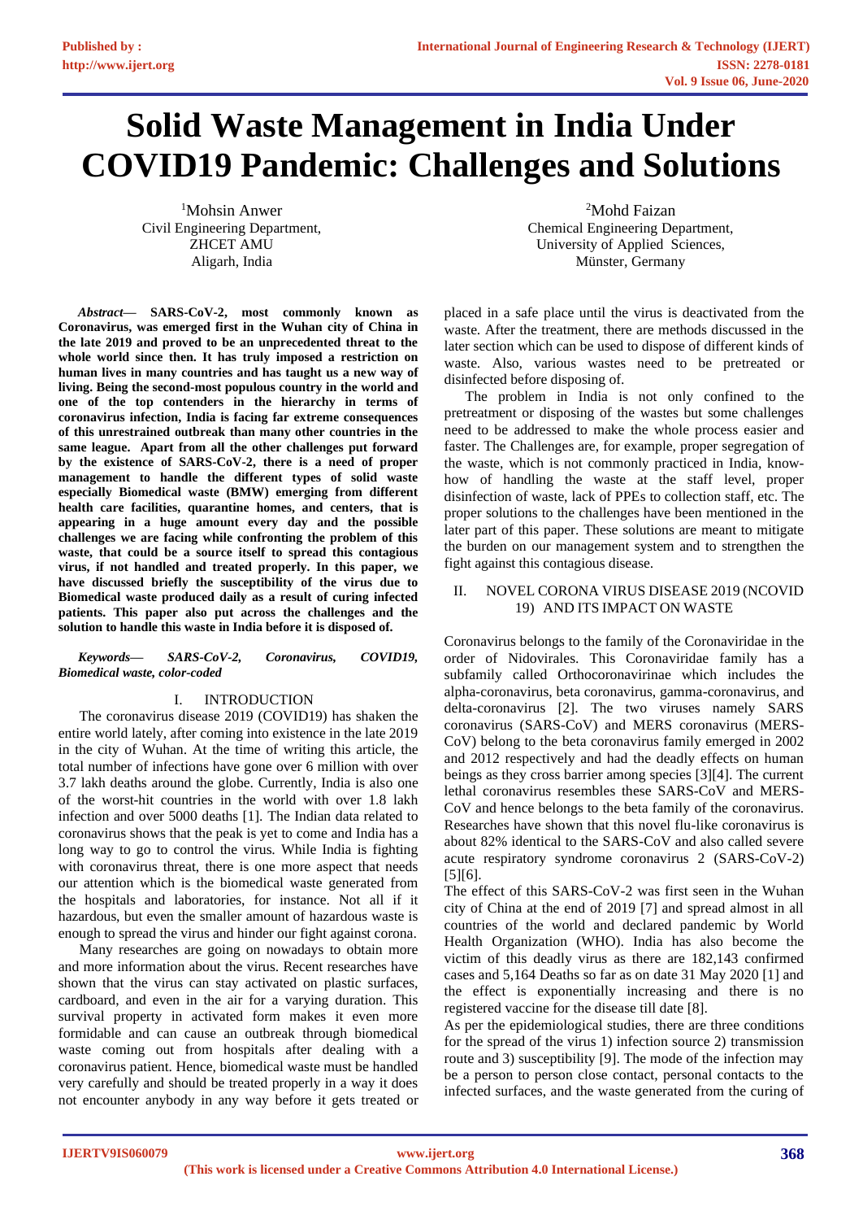# Solid Waste Management in India Under COVID19 Pandemic: Challenges and Solutions

[1]Mohsin Anwer
Civil Engineering Department,
ZHCET AMU
Aligarh, India

[2]Mohd Faizan
Chemical Engineering Department,
University of Applied Sciences,
Münster, Germany

***Abstract*— SARS-CoV-2, most commonly known as Coronavirus, was emerged first in the Wuhan city of China in the late 2019 and proved to be an unprecedented threat to the whole world since then. It has truly imposed a restriction on human lives in many countries and has taught us a new way of living. Being the second-most populous country in the world and one of the top contenders in the hierarchy in terms of coronavirus infection, India is facing far extreme consequences of this unrestrained outbreak than many other countries in the same league. Apart from all the other challenges put forward by the existence of SARS-CoV-2, there is a need of proper management to handle the different types of solid waste especially Biomedical waste (BMW) emerging from different health care facilities, quarantine homes, and centers, that is appearing in a huge amount every day and the possible challenges we are facing while confronting the problem of this waste, that could be a source itself to spread this contagious virus, if not handled and treated properly. In this paper, we have discussed briefly the susceptibility of the virus due to Biomedical waste produced daily as a result of curing infected patients. This paper also put across the challenges and the solution to handle this waste in India before it is disposed of.**

***Keywords*— SARS-CoV-2, Coronavirus, COVID19, Biomedical waste, color-coded**

## I. INTRODUCTION

The coronavirus disease 2019 (COVID19) has shaken the entire world lately, after coming into existence in the late 2019 in the city of Wuhan. At the time of writing this article, the total number of infections have gone over 6 million with over 3.7 lakh deaths around the globe. Currently, India is also one of the worst-hit countries in the world with over 1.8 lakh infection and over 5000 deaths [1]. The Indian data related to coronavirus shows that the peak is yet to come and India has a long way to go to control the virus. While India is fighting with coronavirus threat, there is one more aspect that needs our attention which is the biomedical waste generated from the hospitals and laboratories, for instance. Not all if it hazardous, but even the smaller amount of hazardous waste is enough to spread the virus and hinder our fight against corona.

Many researches are going on nowadays to obtain more and more information about the virus. Recent researches have shown that the virus can stay activated on plastic surfaces, cardboard, and even in the air for a varying duration. This survival property in activated form makes it even more formidable and can cause an outbreak through biomedical waste coming out from hospitals after dealing with a coronavirus patient. Hence, biomedical waste must be handled very carefully and should be treated properly in a way it does not encounter anybody in any way before it gets treated or placed in a safe place until the virus is deactivated from the waste. After the treatment, there are methods discussed in the later section which can be used to dispose of different kinds of waste. Also, various wastes need to be pretreated or disinfected before disposing of.

The problem in India is not only confined to the pretreatment or disposing of the wastes but some challenges need to be addressed to make the whole process easier and faster. The Challenges are, for example, proper segregation of the waste, which is not commonly practiced in India, know-how of handling the waste at the staff level, proper disinfection of waste, lack of PPEs to collection staff, etc. The proper solutions to the challenges have been mentioned in the later part of this paper. These solutions are meant to mitigate the burden on our management system and to strengthen the fight against this contagious disease.

## II. NOVEL CORONA VIRUS DISEASE 2019 (NCOVID 19) AND ITS IMPACT ON WASTE

Coronavirus belongs to the family of the Coronaviridae in the order of Nidovirales. This Coronaviridae family has a subfamily called Orthocoronavirinae which includes the alpha-coronavirus, beta coronavirus, gamma-coronavirus, and delta-coronavirus [2]. The two viruses namely SARS coronavirus (SARS-CoV) and MERS coronavirus (MERS-CoV) belong to the beta coronavirus family emerged in 2002 and 2012 respectively and had the deadly effects on human beings as they cross barrier among species [3][4]. The current lethal coronavirus resembles these SARS-CoV and MERS-CoV and hence belongs to the beta family of the coronavirus. Researches have shown that this novel flu-like coronavirus is about 82% identical to the SARS-CoV and also called severe acute respiratory syndrome coronavirus 2 (SARS-CoV-2) [5][6].

The effect of this SARS-CoV-2 was first seen in the Wuhan city of China at the end of 2019 [7] and spread almost in all countries of the world and declared pandemic by World Health Organization (WHO). India has also become the victim of this deadly virus as there are 182,143 confirmed cases and 5,164 Deaths so far as on date 31 May 2020 [1] and the effect is exponentially increasing and there is no registered vaccine for the disease till date [8].

As per the epidemiological studies, there are three conditions for the spread of the virus 1) infection source 2) transmission route and 3) susceptibility [9]. The mode of the infection may be a person to person close contact, personal contacts to the infected surfaces, and the waste generated from the curing of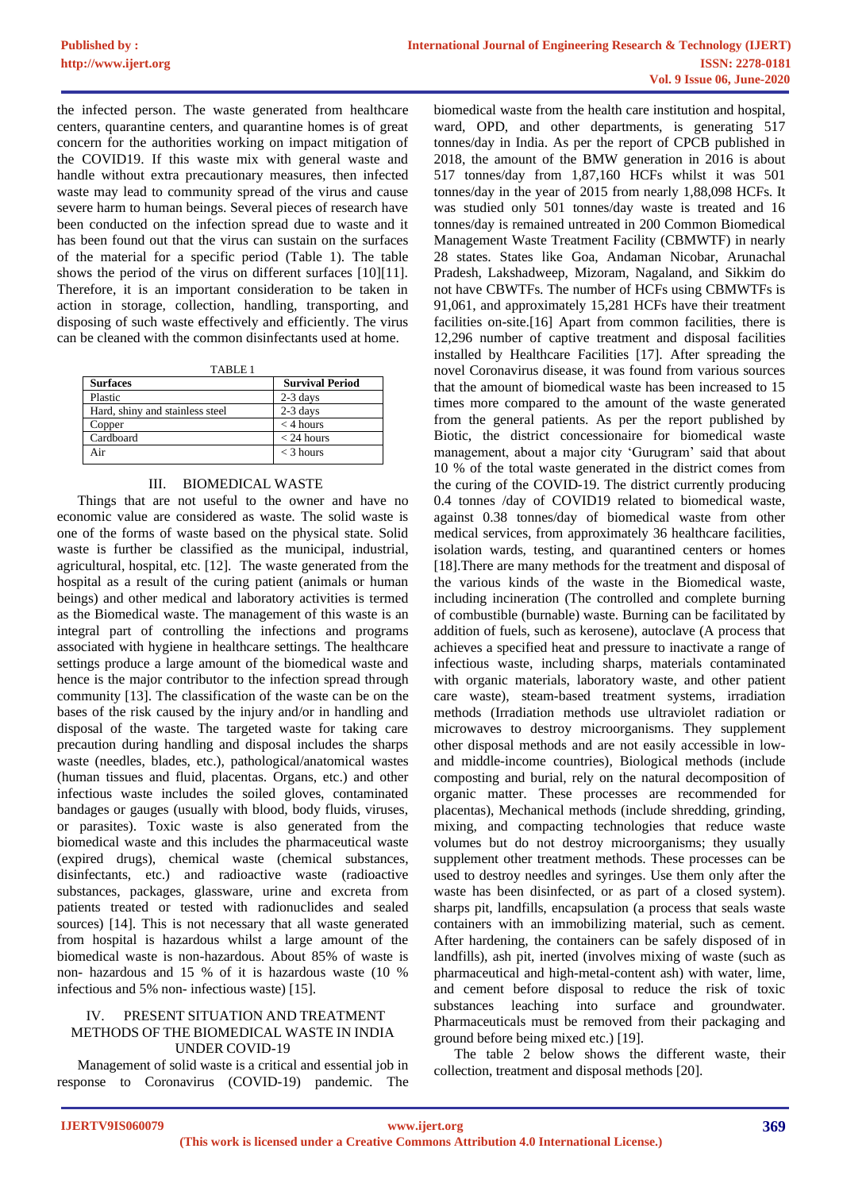the infected person. The waste generated from healthcare centers, quarantine centers, and quarantine homes is of great concern for the authorities working on impact mitigation of the COVID19. If this waste mix with general waste and handle without extra precautionary measures, then infected waste may lead to community spread of the virus and cause severe harm to human beings. Several pieces of research have been conducted on the infection spread due to waste and it has been found out that the virus can sustain on the surfaces of the material for a specific period (Table 1). The table shows the period of the virus on different surfaces [10][11]. Therefore, it is an important consideration to be taken in action in storage, collection, handling, transporting, and disposing of such waste effectively and efficiently. The virus can be cleaned with the common disinfectants used at home.

TABLE 1

| Surfaces | Survival Period |
|---|---|
| Plastic | 2-3 days |
| Hard, shiny and stainless steel | 2-3 days |
| Copper | < 4 hours |
| Cardboard | < 24 hours |
| Air | < 3 hours |

## III. BIOMEDICAL WASTE

Things that are not useful to the owner and have no economic value are considered as waste. The solid waste is one of the forms of waste based on the physical state. Solid waste is further be classified as the municipal, industrial, agricultural, hospital, etc. [12]. The waste generated from the hospital as a result of the curing patient (animals or human beings) and other medical and laboratory activities is termed as the Biomedical waste. The management of this waste is an integral part of controlling the infections and programs associated with hygiene in healthcare settings. The healthcare settings produce a large amount of the biomedical waste and hence is the major contributor to the infection spread through community [13]. The classification of the waste can be on the bases of the risk caused by the injury and/or in handling and disposal of the waste. The targeted waste for taking care precaution during handling and disposal includes the sharps waste (needles, blades, etc.), pathological/anatomical wastes (human tissues and fluid, placentas. Organs, etc.) and other infectious waste includes the soiled gloves, contaminated bandages or gauges (usually with blood, body fluids, viruses, or parasites). Toxic waste is also generated from the biomedical waste and this includes the pharmaceutical waste (expired drugs), chemical waste (chemical substances, disinfectants, etc.) and radioactive waste (radioactive substances, packages, glassware, urine and excreta from patients treated or tested with radionuclides and sealed sources) [14]. This is not necessary that all waste generated from hospital is hazardous whilst a large amount of the biomedical waste is non-hazardous. About 85% of waste is non- hazardous and 15 % of it is hazardous waste (10 % infectious and 5% non- infectious waste) [15].

## IV. PRESENT SITUATION AND TREATMENT METHODS OF THE BIOMEDICAL WASTE IN INDIA UNDER COVID-19

Management of solid waste is a critical and essential job in response to Coronavirus (COVID-19) pandemic. The biomedical waste from the health care institution and hospital, ward, OPD, and other departments, is generating 517 tonnes/day in India. As per the report of CPCB published in 2018, the amount of the BMW generation in 2016 is about 517 tonnes/day from 1,87,160 HCFs whilst it was 501 tonnes/day in the year of 2015 from nearly 1,88,098 HCFs. It was studied only 501 tonnes/day waste is treated and 16 tonnes/day is remained untreated in 200 Common Biomedical Management Waste Treatment Facility (CBMWTF) in nearly 28 states. States like Goa, Andaman Nicobar, Arunachal Pradesh, Lakshadweep, Mizoram, Nagaland, and Sikkim do not have CBWTFs. The number of HCFs using CBMWTFs is 91,061, and approximately 15,281 HCFs have their treatment facilities on-site.[16] Apart from common facilities, there is 12,296 number of captive treatment and disposal facilities installed by Healthcare Facilities [17]. After spreading the novel Coronavirus disease, it was found from various sources that the amount of biomedical waste has been increased to 15 times more compared to the amount of the waste generated from the general patients. As per the report published by Biotic, the district concessionaire for biomedical waste management, about a major city 'Gurugram' said that about 10 % of the total waste generated in the district comes from the curing of the COVID-19. The district currently producing 0.4 tonnes /day of COVID19 related to biomedical waste, against 0.38 tonnes/day of biomedical waste from other medical services, from approximately 36 healthcare facilities, isolation wards, testing, and quarantined centers or homes [18].There are many methods for the treatment and disposal of the various kinds of the waste in the Biomedical waste, including incineration (The controlled and complete burning of combustible (burnable) waste. Burning can be facilitated by addition of fuels, such as kerosene), autoclave (A process that achieves a specified heat and pressure to inactivate a range of infectious waste, including sharps, materials contaminated with organic materials, laboratory waste, and other patient care waste), steam-based treatment systems, irradiation methods (Irradiation methods use ultraviolet radiation or microwaves to destroy microorganisms. They supplement other disposal methods and are not easily accessible in low- and middle-income countries), Biological methods (include composting and burial, rely on the natural decomposition of organic matter. These processes are recommended for placentas), Mechanical methods (include shredding, grinding, mixing, and compacting technologies that reduce waste volumes but do not destroy microorganisms; they usually supplement other treatment methods. These processes can be used to destroy needles and syringes. Use them only after the waste has been disinfected, or as part of a closed system). sharps pit, landfills, encapsulation (a process that seals waste containers with an immobilizing material, such as cement. After hardening, the containers can be safely disposed of in landfills), ash pit, inerted (involves mixing of waste (such as pharmaceutical and high-metal-content ash) with water, lime, and cement before disposal to reduce the risk of toxic substances leaching into surface and groundwater. Pharmaceuticals must be removed from their packaging and ground before being mixed etc.) [19].

The table 2 below shows the different waste, their collection, treatment and disposal methods [20].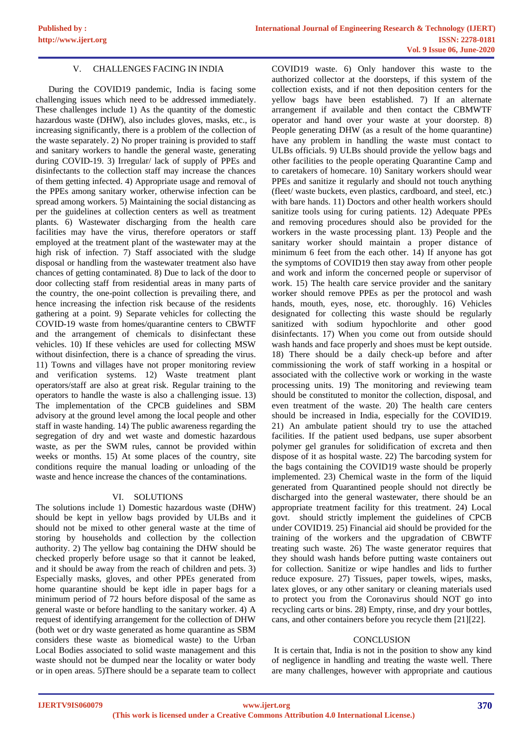## V. CHALLENGES FACING IN INDIA

During the COVID19 pandemic, India is facing some challenging issues which need to be addressed immediately. These challenges include 1) As the quantity of the domestic hazardous waste (DHW), also includes gloves, masks, etc., is increasing significantly, there is a problem of the collection of the waste separately. 2) No proper training is provided to staff and sanitary workers to handle the general waste, generating during COVID-19. 3) Irregular/ lack of supply of PPEs and disinfectants to the collection staff may increase the chances of them getting infected. 4) Appropriate usage and removal of the PPEs among sanitary worker, otherwise infection can be spread among workers. 5) Maintaining the social distancing as per the guidelines at collection centers as well as treatment plants. 6) Wastewater discharging from the health care facilities may have the virus, therefore operators or staff employed at the treatment plant of the wastewater may at the high risk of infection. 7) Staff associated with the sludge disposal or handling from the wastewater treatment also have chances of getting contaminated. 8) Due to lack of the door to door collecting staff from residential areas in many parts of the country, the one-point collection is prevailing there, and hence increasing the infection risk because of the residents gathering at a point. 9) Separate vehicles for collecting the COVID-19 waste from homes/quarantine centers to CBWTF and the arrangement of chemicals to disinfectant these vehicles. 10) If these vehicles are used for collecting MSW without disinfection, there is a chance of spreading the virus. 11) Towns and villages have not proper monitoring review and verification systems. 12) Waste treatment plant operators/staff are also at great risk. Regular training to the operators to handle the waste is also a challenging issue. 13) The implementation of the CPCB guidelines and SBM advisory at the ground level among the local people and other staff in waste handing. 14) The public awareness regarding the segregation of dry and wet waste and domestic hazardous waste, as per the SWM rules, cannot be provided within weeks or months. 15) At some places of the country, site conditions require the manual loading or unloading of the waste and hence increase the chances of the contaminations.

## VI. SOLUTIONS

The solutions include 1) Domestic hazardous waste (DHW) should be kept in yellow bags provided by ULBs and it should not be mixed to other general waste at the time of storing by households and collection by the collection authority. 2) The yellow bag containing the DHW should be checked properly before usage so that it cannot be leaked, and it should be away from the reach of children and pets. 3) Especially masks, gloves, and other PPEs generated from home quarantine should be kept idle in paper bags for a minimum period of 72 hours before disposal of the same as general waste or before handling to the sanitary worker. 4) A request of identifying arrangement for the collection of DHW (both wet or dry waste generated as home quarantine as SBM considers these waste as biomedical waste) to the Urban Local Bodies associated to solid waste management and this waste should not be dumped near the locality or water body or in open areas. 5)There should be a separate team to collect COVID19 waste. 6) Only handover this waste to the authorized collector at the doorsteps, if this system of the collection exists, and if not then deposition centers for the yellow bags have been established. 7) If an alternate arrangement if available and then contact the CBMWTF operator and hand over your waste at your doorstep. 8) People generating DHW (as a result of the home quarantine) have any problem in handling the waste must contact to ULBs officials. 9) ULBs should provide the yellow bags and other facilities to the people operating Quarantine Camp and to caretakers of homecare. 10) Sanitary workers should wear PPEs and sanitize it regularly and should not touch anything (fleet/ waste buckets, even plastics, cardboard, and steel, etc.) with bare hands. 11) Doctors and other health workers should sanitize tools using for curing patients. 12) Adequate PPEs and removing procedures should also be provided for the workers in the waste processing plant. 13) People and the sanitary worker should maintain a proper distance of minimum 6 feet from the each other. 14) If anyone has got the symptoms of COVID19 then stay away from other people and work and inform the concerned people or supervisor of work. 15) The health care service provider and the sanitary worker should remove PPEs as per the protocol and wash hands, mouth, eyes, nose, etc. thoroughly. 16) Vehicles designated for collecting this waste should be regularly sanitized with sodium hypochlorite and other good disinfectants. 17) When you come out from outside should wash hands and face properly and shoes must be kept outside. 18) There should be a daily check-up before and after commissioning the work of staff working in a hospital or associated with the collective work or working in the waste processing units. 19) The monitoring and reviewing team should be constituted to monitor the collection, disposal, and even treatment of the waste. 20) The health care centers should be increased in India, especially for the COVID19. 21) An ambulate patient should try to use the attached facilities. If the patient used bedpans, use super absorbent polymer gel granules for solidification of excreta and then dispose of it as hospital waste. 22) The barcoding system for the bags containing the COVID19 waste should be properly implemented. 23) Chemical waste in the form of the liquid generated from Quarantined people should not directly be discharged into the general wastewater, there should be an appropriate treatment facility for this treatment. 24) Local govt. should strictly implement the guidelines of CPCB under COVID19. 25) Financial aid should be provided for the training of the workers and the upgradation of CBWTF treating such waste. 26) The waste generator requires that they should wash hands before putting waste containers out for collection. Sanitize or wipe handles and lids to further reduce exposure. 27) Tissues, paper towels, wipes, masks, latex gloves, or any other sanitary or cleaning materials used to protect you from the Coronavirus should NOT go into recycling carts or bins. 28) Empty, rinse, and dry your bottles, cans, and other containers before you recycle them [21][22].

## CONCLUSION

It is certain that, India is not in the position to show any kind of negligence in handling and treating the waste well. There are many challenges, however with appropriate and cautious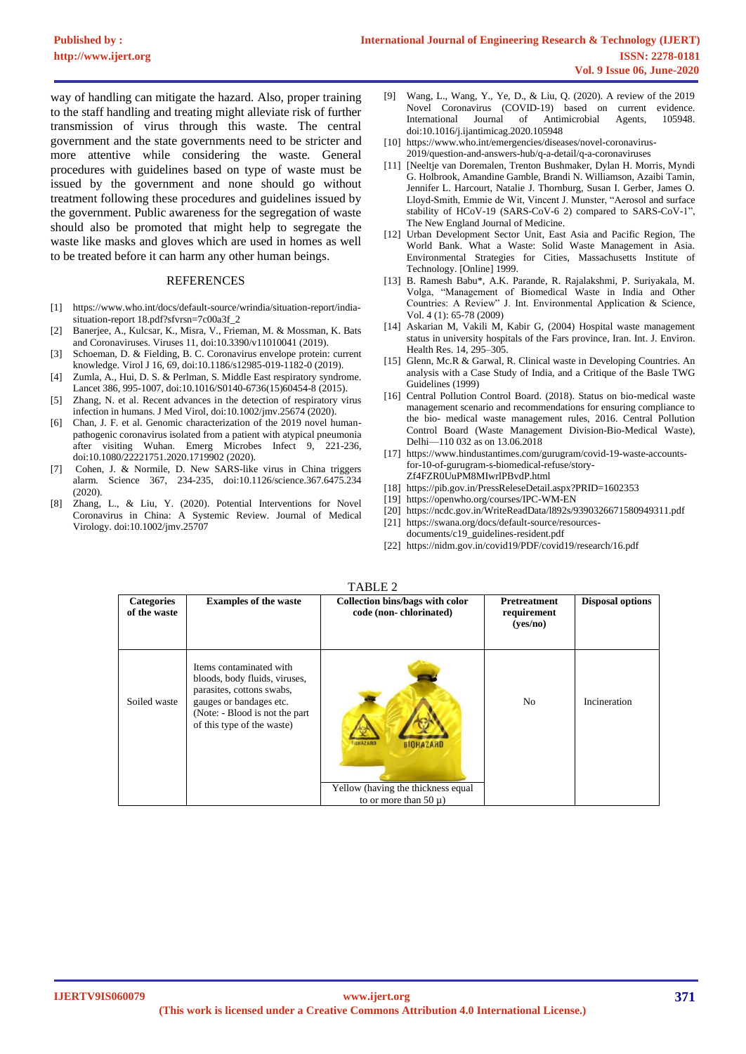way of handling can mitigate the hazard. Also, proper training to the staff handling and treating might alleviate risk of further transmission of virus through this waste. The central government and the state governments need to be stricter and more attentive while considering the waste. General procedures with guidelines based on type of waste must be issued by the government and none should go without treatment following these procedures and guidelines issued by the government. Public awareness for the segregation of waste should also be promoted that might help to segregate the waste like masks and gloves which are used in homes as well to be treated before it can harm any other human beings.

## REFERENCES

- [1] https://www.who.int/docs/default-source/wrindia/situation-report/india-situation-report 18.pdf?sfvrsn=7c00a3f_2
- [2] Banerjee, A., Kulcsar, K., Misra, V., Frieman, M. & Mossman, K. Bats and Coronaviruses. Viruses 11, doi:10.3390/v11010041 (2019).
- [3] Schoeman, D. & Fielding, B. C. Coronavirus envelope protein: current knowledge. Virol J 16, 69, doi:10.1186/s12985-019-1182-0 (2019).
- [4] Zumla, A., Hui, D. S. & Perlman, S. Middle East respiratory syndrome. Lancet 386, 995-1007, doi:10.1016/S0140-6736(15)60454-8 (2015).
- [5] Zhang, N. et al. Recent advances in the detection of respiratory virus infection in humans. J Med Virol, doi:10.1002/jmv.25674 (2020).
- [6] Chan, J. F. et al. Genomic characterization of the 2019 novel human-pathogenic coronavirus isolated from a patient with atypical pneumonia after visiting Wuhan. Emerg Microbes Infect 9, 221-236, doi:10.1080/22221751.2020.1719902 (2020).
- [7] Cohen, J. & Normile, D. New SARS-like virus in China triggers alarm. Science 367, 234-235, doi:10.1126/science.367.6475.234 (2020).
- [8] Zhang, L., & Liu, Y. (2020). Potential Interventions for Novel Coronavirus in China: A Systemic Review. Journal of Medical Virology. doi:10.1002/jmv.25707
- [9] Wang, L., Wang, Y., Ye, D., & Liu, Q. (2020). A review of the 2019 Novel Coronavirus (COVID-19) based on current evidence. International Journal of Antimicrobial Agents, 105948. doi:10.1016/j.ijantimicag.2020.105948
- [10] https://www.who.int/emergencies/diseases/novel-coronavirus-2019/question-and-answers-hub/q-a-detail/q-a-coronaviruses
- [11] [Neeltje van Doremalen, Trenton Bushmaker, Dylan H. Morris, Myndi G. Holbrook, Amandine Gamble, Brandi N. Williamson, Azaibi Tamin, Jennifer L. Harcourt, Natalie J. Thornburg, Susan I. Gerber, James O. Lloyd-Smith, Emmie de Wit, Vincent J. Munster, "Aerosol and surface stability of HCoV-19 (SARS-CoV-6 2) compared to SARS-CoV-1", The New England Journal of Medicine.
- [12] Urban Development Sector Unit, East Asia and Pacific Region, The World Bank. What a Waste: Solid Waste Management in Asia. Environmental Strategies for Cities, Massachusetts Institute of Technology. [Online] 1999.
- [13] B. Ramesh Babu*, A.K. Parande, R. Rajalakshmi, P. Suriyakala, M. Volga, "Management of Biomedical Waste in India and Other Countries: A Review" J. Int. Environmental Application & Science, Vol. 4 (1): 65-78 (2009)
- [14] Askarian M, Vakili M, Kabir G, (2004) Hospital waste management status in university hospitals of the Fars province, Iran. Int. J. Environ. Health Res. 14, 295–305.
- [15] Glenn, Mc.R & Garwal, R. Clinical waste in Developing Countries. An analysis with a Case Study of India, and a Critique of the Basle TWG Guidelines (1999)
- [16] Central Pollution Control Board. (2018). Status on bio-medical waste management scenario and recommendations for ensuring compliance to the bio- medical waste management rules, 2016. Central Pollution Control Board (Waste Management Division-Bio-Medical Waste), Delhi—110 032 as on 13.06.2018
- [17] https://www.hindustantimes.com/gurugram/covid-19-waste-accounts-for-10-of-gurugram-s-biomedical-refuse/story-Zf4FZR0UuPM8MIwrlPBvdP.html
- [18] https://pib.gov.in/PressReleseDetail.aspx?PRID=1602353
- [19] https://openwho.org/courses/IPC-WM-EN
- [20] https://ncdc.gov.in/WriteReadData/l892s/9390326671580949311.pdf
- [21] https://swana.org/docs/default-source/resources-documents/c19_guidelines-resident.pdf
- [22] https://nidm.gov.in/covid19/PDF/covid19/research/16.pdf

TABLE 2

| Categories of the waste | Examples of the waste | Collection bins/bags with color code (non- chlorinated) | Pretreatment requirement (yes/no) | Disposal options |
|---|---|---|---|---|
| Soiled waste | Items contaminated with bloods, body fluids, viruses, parasites, cottons swabs, gauges or bandages etc. (Note: - Blood is not the part of this type of the waste) | Yellow (having the thickness equal to or more than 50 µ) | No | Incineration |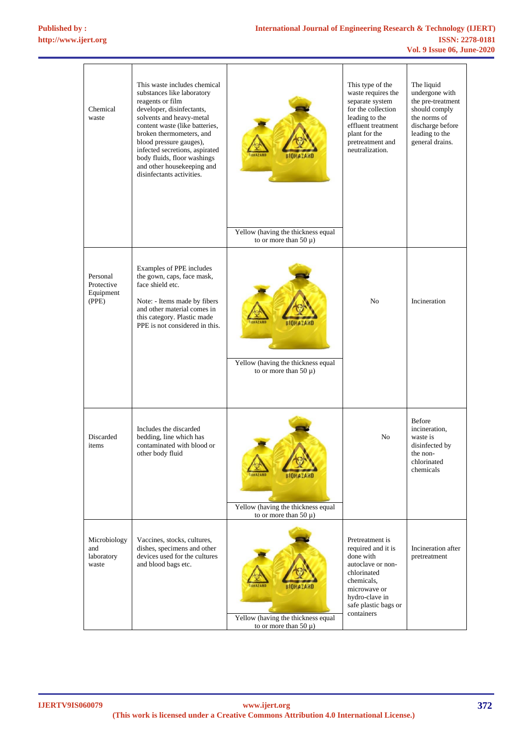| Chemical waste | This waste includes chemical substances like laboratory reagents or film developer, disinfectants, solvents and heavy-metal content waste (like batteries, broken thermometers, and blood pressure gauges), infected secretions, aspirated body fluids, floor washings and other housekeeping and disinfectants activities. | Yellow (having the thickness equal to or more than 50 µ) | This type of the waste requires the separate system for the collection leading to the effluent treatment plant for the pretreatment and neutralization. | The liquid undergone with the pre-treatment should comply the norms of discharge before leading to the general drains. |
|---|---|---|---|---|
| Personal Protective Equipment (PPE) | Examples of PPE includes the gown, caps, face mask, face shield etc.<br><br>Note: - Items made by fibers and other material comes in this category. Plastic made PPE is not considered in this. | Yellow (having the thickness equal to or more than 50 µ) | No | Incineration |
| Discarded items | Includes the discarded bedding, line which has contaminated with blood or other body fluid | Yellow (having the thickness equal to or more than 50 µ) | No | Before incineration, waste is disinfected by the non-chlorinated chemicals |
| Microbiology and laboratory waste | Vaccines, stocks, cultures, dishes, specimens and other devices used for the cultures and blood bags etc. | Yellow (having the thickness equal to or more than 50 µ) | Pretreatment is required and it is done with autoclave or non-chlorinated chemicals, microwave or hydro-clave in safe plastic bags or containers | Incineration after pretreatment |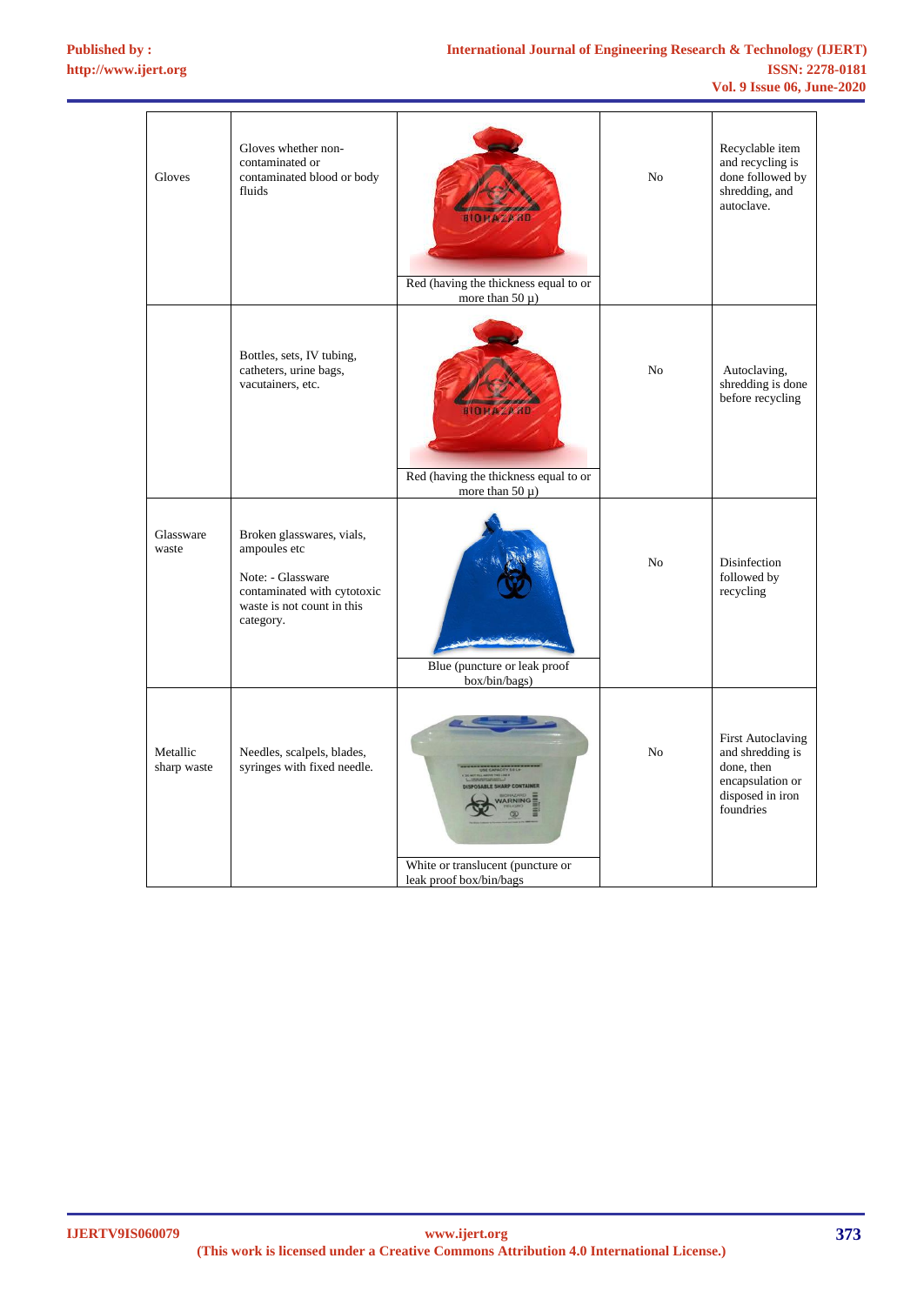| | | | | |
|---|---|---|---|---|
| Gloves | Gloves whether non-contaminated or contaminated blood or body fluids | Red (having the thickness equal to or more than 50 µ) | No | Recyclable item and recycling is done followed by shredding, and autoclave. |
| | Bottles, sets, IV tubing, catheters, urine bags, vacutainers, etc. | Red (having the thickness equal to or more than 50 µ) | No | Autoclaving, shredding is done before recycling |
| Glassware waste | Broken glasswares, vials, ampoules etc<br><br>Note: - Glassware contaminated with cytotoxic waste is not count in this category. | Blue (puncture or leak proof box/bin/bags) | No | Disinfection followed by recycling |
| Metallic sharp waste | Needles, scalpels, blades, syringes with fixed needle. | White or translucent (puncture or leak proof box/bin/bags | No | First Autoclaving and shredding is done, then encapsulation or disposed in iron foundries |